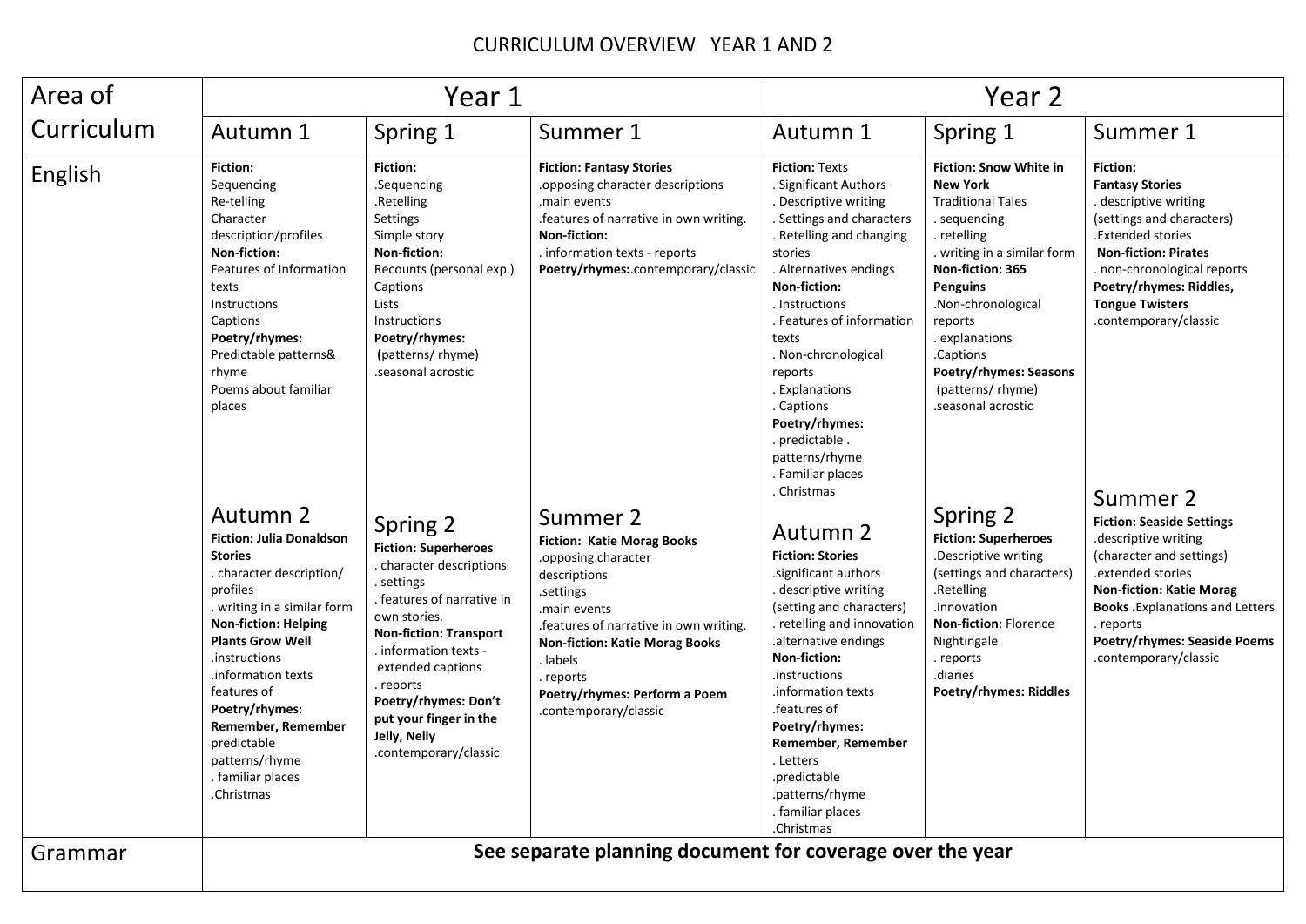# CURRICULUM OVERVIEW YEAR 1 AND 2

| Area of Curriculum | Year 1 | | | Year 2 | | |
|---|---|---|---|---|---|---|
| | Autumn 1 | Spring 1 | Summer 1 | Autumn 1 | Spring 1 | Summer 1 |
| English | **Fiction:**<br>Sequencing<br>Re-telling<br>Character description/profiles<br>**Non-fiction:**<br>Features of Information texts<br>Instructions<br>Captions<br>**Poetry/rhymes:**<br>Predictable patterns& rhyme<br>Poems about familiar places | **Fiction:**<br>.Sequencing<br>.Retelling<br>Settings<br>Simple story<br>**Non-fiction:**<br>Recounts (personal exp.)<br>Captions<br>Lists<br>Instructions<br>**Poetry/rhymes:**<br>**(**patterns/ rhyme)<br>.seasonal acrostic | **Fiction: Fantasy Stories**<br>.opposing character descriptions<br>.main events<br>.features of narrative in own writing.<br>**Non-fiction:**<br>. information texts - reports<br>**Poetry/rhymes:**.contemporary/classic | **Fiction:** Texts<br>. Significant Authors<br>. Descriptive writing<br>. Settings and characters<br>. Retelling and changing stories<br>. Alternatives endings<br>**Non-fiction:**<br>. Instructions<br>. Features of information texts<br>. Non-chronological reports<br>. Explanations<br>. Captions<br>**Poetry/rhymes:**<br>. predictable .<br>patterns/rhyme<br>. Familiar places<br>. Christmas | **Fiction: Snow White in New York**<br>Traditional Tales<br>. sequencing<br>. retelling<br>. writing in a similar form<br>**Non-fiction: 365 Penguins**<br>.Non-chronological reports<br>. explanations<br>.Captions<br>**Poetry/rhymes: Seasons**<br>(patterns/ rhyme)<br>.seasonal acrostic | **Fiction:**<br>**Fantasy Stories**<br>. descriptive writing (settings and characters)<br>.Extended stories<br>**Non-fiction: Pirates**<br>. non-chronological reports<br>**Poetry/rhymes: Riddles, Tongue Twisters**<br>.contemporary/classic |
| | **Autumn 2**<br>**Fiction: Julia Donaldson Stories**<br>. character description/ profiles<br>. writing in a similar form<br>**Non-fiction: Helping Plants Grow Well**<br>.instructions<br>.information texts features of<br>**Poetry/rhymes: Remember, Remember**<br>predictable patterns/rhyme<br>. familiar places<br>.Christmas | **Spring 2**<br>**Fiction: Superheroes**<br>. character descriptions<br>. settings<br>. features of narrative in own stories.<br>**Non-fiction: Transport**<br>. information texts - extended captions<br>. reports<br>**Poetry/rhymes: Don't put your finger in the Jelly, Nelly**<br>.contemporary/classic | **Summer 2**<br>**Fiction: Katie Morag Books**<br>.opposing character descriptions<br>.settings<br>.main events<br>.features of narrative in own writing.<br>**Non-fiction: Katie Morag Books**<br>. labels<br>. reports<br>**Poetry/rhymes: Perform a Poem**<br>.contemporary/classic | **Autumn 2**<br>**Fiction: Stories**<br>.significant authors<br>. descriptive writing (setting and characters)<br>. retelling and innovation<br>.alternative endings<br>**Non-fiction:**<br>.instructions<br>.information texts<br>.features of<br>**Poetry/rhymes: Remember, Remember**<br>. Letters<br>.predictable<br>.patterns/rhyme<br>. familiar places<br>.Christmas | **Spring 2**<br>**Fiction: Superheroes**<br>.Descriptive writing (settings and characters)<br>.Retelling<br>.innovation<br>**Non-fiction**: Florence Nightingale<br>. reports<br>.diaries<br>**Poetry/rhymes: Riddles** | **Summer 2**<br>**Fiction: Seaside Settings**<br>.descriptive writing (character and settings)<br>.extended stories<br>**Non-fiction: Katie Morag Books .**Explanations and Letters<br>. reports<br>**Poetry/rhymes: Seaside Poems**<br>.contemporary/classic |
| Grammar | **See separate planning document for coverage over the year** | | | | | |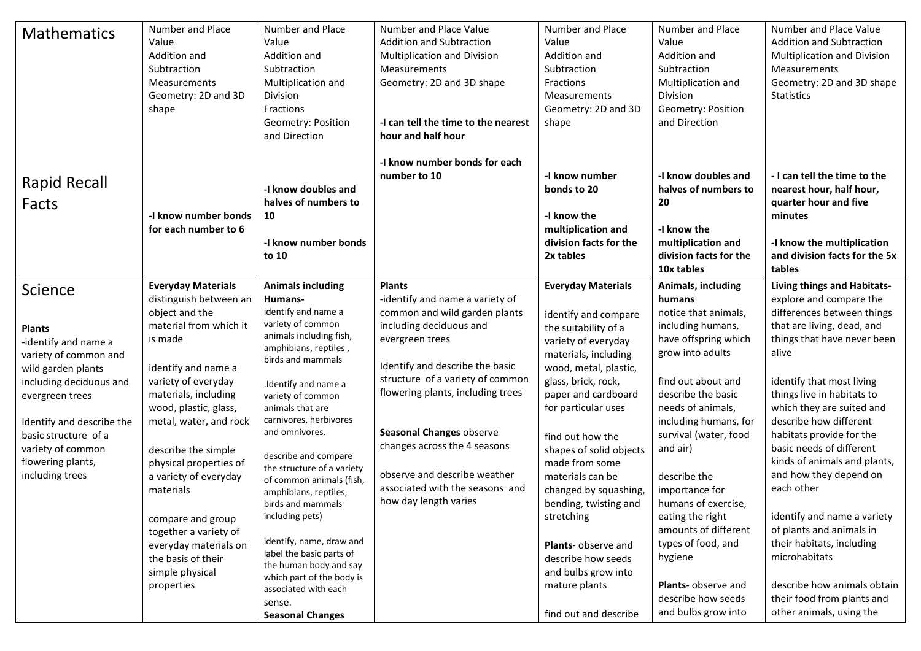| Mathematics<br><br><br><br><br><br>Rapid Recall Facts | Number and Place Value<br>Addition and Subtraction<br>Measurements<br>Geometry: 2D and 3D shape<br><br>**-I know number bonds for each number to 6** | Number and Place Value<br>Addition and Subtraction<br>Multiplication and Division<br>Fractions<br>Geometry: Position and Direction<br><br>**-I know doubles and halves of numbers to 10**<br><br>**-I know number bonds to 10** | Number and Place Value<br>Addition and Subtraction<br>Multiplication and Division<br>Measurements<br>Geometry: 2D and 3D shape<br><br>**-I can tell the time to the nearest hour and half hour**<br><br>**-I know number bonds for each number to 10** | Number and Place Value<br>Addition and Subtraction<br>Fractions<br>Measurements<br>Geometry: 2D and 3D shape<br><br>**-I know number bonds to 20**<br><br>**-I know the multiplication and division facts for the 2x tables** | Number and Place Value<br>Addition and Subtraction<br>Multiplication and Division<br>Geometry: Position and Direction<br><br>**-I know doubles and halves of numbers to 20**<br><br>**-I know the multiplication and division facts for the 10x tables** | Number and Place Value<br>Addition and Subtraction<br>Multiplication and Division<br>Measurements<br>Geometry: 2D and 3D shape<br>Statistics<br><br>**- I can tell the time to the nearest hour, half hour, quarter hour and five minutes**<br><br>**-I know the multiplication and division facts for the 5x tables** |
|---|---|---|---|---|---|---|
| Science<br><br>**Plants**<br>-identify and name a variety of common and wild garden plants including deciduous and evergreen trees<br><br>Identify and describe the basic structure of a variety of common flowering plants, including trees | **Everyday Materials**<br>distinguish between an object and the material from which it is made<br><br>identify and name a variety of everyday materials, including wood, plastic, glass, metal, water, and rock<br><br>describe the simple physical properties of a variety of everyday materials<br><br>compare and group together a variety of everyday materials on the basis of their simple physical properties | **Animals including Humans-**<br>identify and name a variety of common animals including fish, amphibians, reptiles , birds and mammals<br><br>.Identify and name a variety of common animals that are carnivores, herbivores and omnivores.<br><br>describe and compare the structure of a variety of common animals (fish, amphibians, reptiles, birds and mammals including pets)<br><br>identify, name, draw and label the basic parts of the human body and say which part of the body is associated with each sense.<br>**Seasonal Changes** | **Plants**<br>-identify and name a variety of common and wild garden plants including deciduous and evergreen trees<br><br>Identify and describe the basic structure of a variety of common flowering plants, including trees<br><br>**Seasonal Changes** observe changes across the 4 seasons<br><br>observe and describe weather associated with the seasons and how day length varies | **Everyday Materials**<br><br>identify and compare the suitability of a variety of everyday materials, including wood, metal, plastic, glass, brick, rock, paper and cardboard for particular uses<br><br>find out how the shapes of solid objects made from some materials can be changed by squashing, bending, twisting and stretching<br><br>**Plants**- observe and describe how seeds and bulbs grow into mature plants<br><br>find out and describe | **Animals, including humans**<br>notice that animals, including humans, have offspring which grow into adults<br><br>find out about and describe the basic needs of animals, including humans, for survival (water, food and air)<br><br>describe the importance for humans of exercise, eating the right amounts of different types of food, and hygiene<br><br>**Plants**- observe and describe how seeds and bulbs grow into | **Living things and Habitats-**<br>explore and compare the differences between things that are living, dead, and things that have never been alive<br><br>identify that most living things live in habitats to which they are suited and describe how different habitats provide for the basic needs of different kinds of animals and plants, and how they depend on each other<br><br>identify and name a variety of plants and animals in their habitats, including microhabitats<br><br>describe how animals obtain their food from plants and other animals, using the |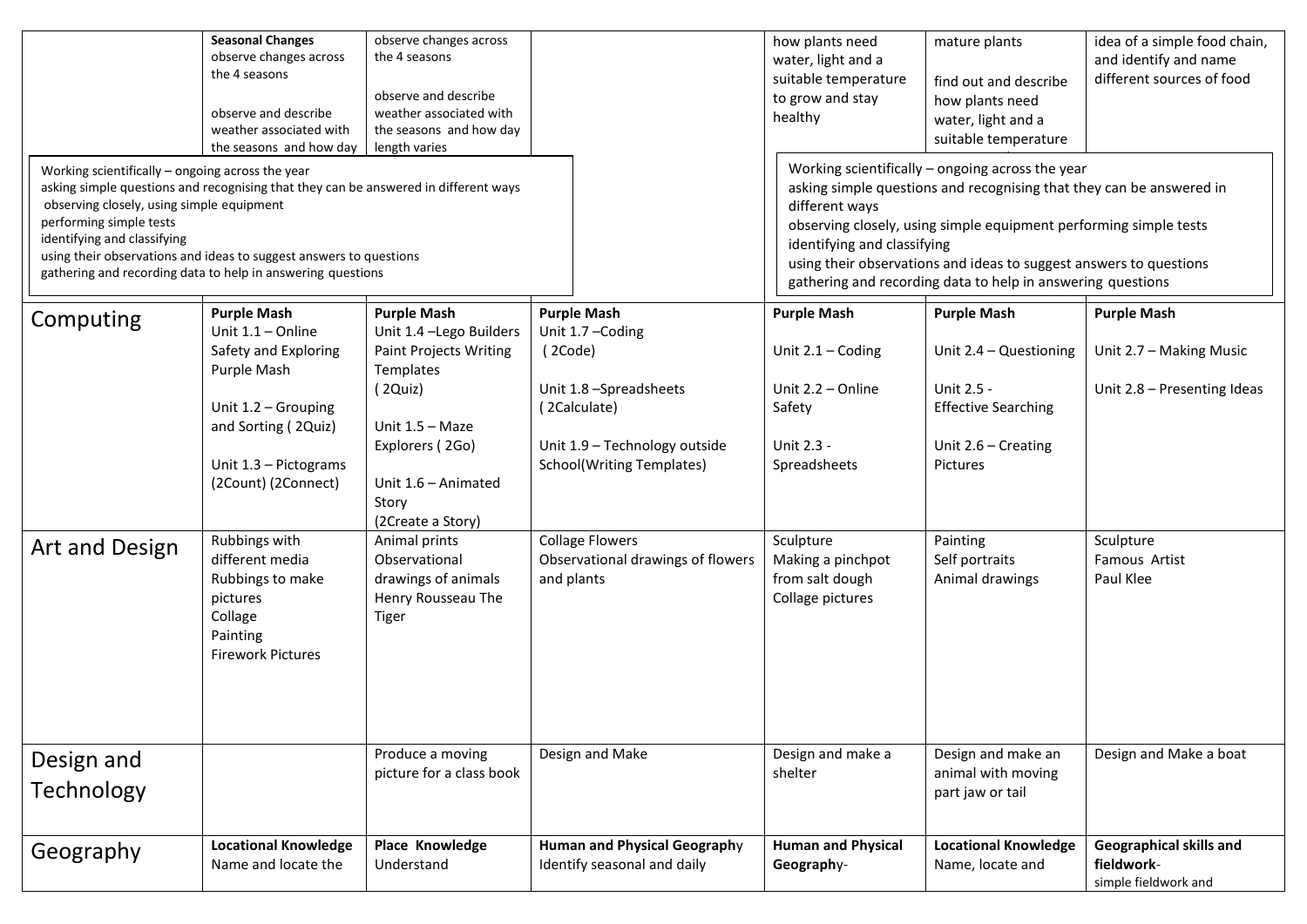| | | | | | | |
|---|---|---|---|---|---|---|
| | **Seasonal Changes** observe changes across the 4 seasons<br><br>observe and describe weather associated with the seasons and how day | observe changes across the 4 seasons<br><br>observe and describe weather associated with the seasons and how day length varies | | how plants need water, light and a suitable temperature to grow and stay healthy | mature plants<br><br>find out and describe how plants need water, light and a suitable temperature | idea of a simple food chain, and identify and name different sources of food |
| | Working scientifically – ongoing across the year<br>asking simple questions and recognising that they can be answered in different ways<br>observing closely, using simple equipment<br>performing simple tests<br>identifying and classifying<br>using their observations and ideas to suggest answers to questions<br>gathering and recording data to help in answering questions | | | Working scientifically – ongoing across the year<br>asking simple questions and recognising that they can be answered in different ways<br>observing closely, using simple equipment performing simple tests<br>identifying and classifying<br>using their observations and ideas to suggest answers to questions<br>gathering and recording data to help in answering questions | | |
| Computing | **Purple Mash**<br>Unit 1.1 – Online Safety and Exploring Purple Mash<br><br>Unit 1.2 – Grouping and Sorting ( 2Quiz)<br><br>Unit 1.3 – Pictograms (2Count) (2Connect) | **Purple Mash**<br>Unit 1.4 –Lego Builders Paint Projects Writing Templates ( 2Quiz)<br><br>Unit 1.5 – Maze Explorers ( 2Go)<br><br>Unit 1.6 – Animated Story (2Create a Story) | **Purple Mash**<br>Unit 1.7 –Coding ( 2Code)<br><br>Unit 1.8 –Spreadsheets ( 2Calculate)<br><br>Unit 1.9 – Technology outside School(Writing Templates) | **Purple Mash**<br><br>Unit 2.1 – Coding<br><br>Unit 2.2 – Online Safety<br><br>Unit 2.3 - Spreadsheets | **Purple Mash**<br><br>Unit 2.4 – Questioning<br><br>Unit 2.5 - Effective Searching<br><br>Unit 2.6 – Creating Pictures | **Purple Mash**<br><br>Unit 2.7 – Making Music<br><br>Unit 2.8 – Presenting Ideas |
| Art and Design | Rubbings with different media<br>Rubbings to make pictures<br>Collage<br>Painting<br>Firework Pictures | Animal prints<br>Observational drawings of animals<br>Henry Rousseau The Tiger | Collage Flowers<br>Observational drawings of flowers and plants | Sculpture<br>Making a pinchpot from salt dough<br>Collage pictures | Painting<br>Self portraits<br>Animal drawings | Sculpture<br>Famous Artist<br>Paul Klee |
| Design and Technology | | Produce a moving picture for a class book | Design and Make | Design and make a shelter | Design and make an animal with moving part jaw or tail | Design and Make a boat |
| Geography | **Locational Knowledge**<br>Name and locate the | **Place Knowledge**<br>Understand | **Human and Physical Geography**<br>Identify seasonal and daily | **Human and Physical Geography**- | **Locational Knowledge**<br>Name, locate and | **Geographical skills and fieldwork**-<br>simple fieldwork and |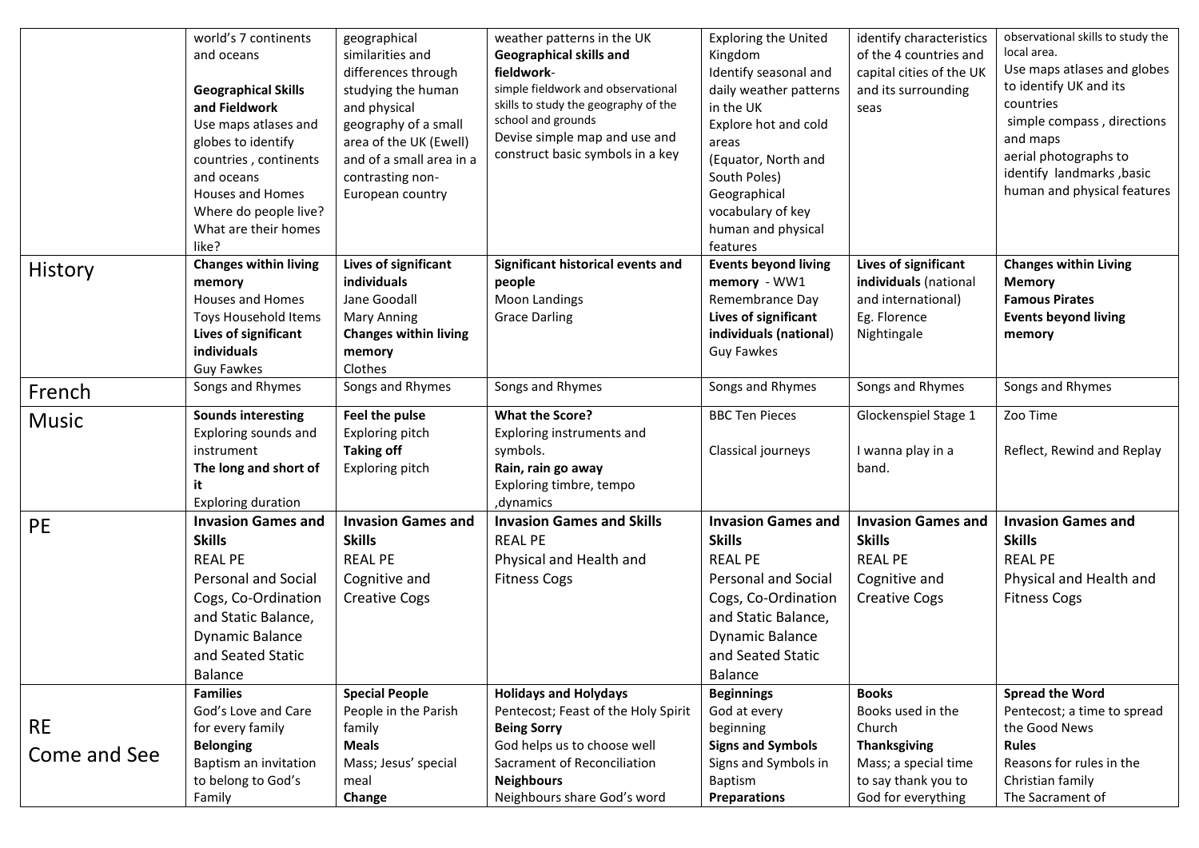| | | | | | | |
|---|---|---|---|---|---|---|
| | world's 7 continents and oceans<br><br>**Geographical Skills and Fieldwork**<br>Use maps atlases and globes to identify countries , continents and oceans<br>Houses and Homes<br>Where do people live? What are their homes like? | geographical similarities and differences through studying the human and physical geography of a small area of the UK (Ewell) and of a small area in a contrasting non-European country | weather patterns in the UK<br>**Geographical skills and fieldwork**-<br>simple fieldwork and observational skills to study the geography of the school and grounds<br>Devise simple map and use and construct basic symbols in a key | Exploring the United Kingdom<br>Identify seasonal and daily weather patterns in the UK<br>Explore hot and cold areas<br>(Equator, North and South Poles)<br>Geographical vocabulary of key human and physical features | identify characteristics of the 4 countries and capital cities of the UK and its surrounding seas | observational skills to study the local area.<br>Use maps atlases and globes to identify UK and its countries<br>simple compass , directions and maps<br>aerial photographs to identify landmarks ,basic human and physical features |
| History | **Changes within living memory**<br>Houses and Homes<br>Toys Household Items<br>**Lives of significant individuals**<br>Guy Fawkes | **Lives of significant individuals**<br>Jane Goodall<br>Mary Anning<br>**Changes within living memory**<br>Clothes | **Significant historical events and people**<br>Moon Landings<br>Grace Darling | **Events beyond living memory** - WW1<br>Remembrance Day<br>**Lives of significant individuals (national)**<br>Guy Fawkes | **Lives of significant individuals** (national and international)<br>Eg. Florence Nightingale | **Changes within Living Memory**<br>**Famous Pirates**<br>**Events beyond living memory** |
| French | Songs and Rhymes | Songs and Rhymes | Songs and Rhymes | Songs and Rhymes | Songs and Rhymes | Songs and Rhymes |
| Music | **Sounds interesting**<br>Exploring sounds and instrument<br>**The long and short of it**<br>Exploring duration | **Feel the pulse**<br>Exploring pitch<br>**Taking off**<br>Exploring pitch | **What the Score?**<br>Exploring instruments and symbols.<br>**Rain, rain go away**<br>Exploring timbre, tempo ,dynamics | BBC Ten Pieces<br><br>Classical journeys | Glockenspiel Stage 1<br><br>I wanna play in a band. | Zoo Time<br><br>Reflect, Rewind and Replay |
| PE | **Invasion Games and Skills**<br>REAL PE<br>Personal and Social Cogs, Co-Ordination and Static Balance, Dynamic Balance and Seated Static Balance | **Invasion Games and Skills**<br>REAL PE<br>Cognitive and Creative Cogs | **Invasion Games and Skills**<br>REAL PE<br>Physical and Health and Fitness Cogs | **Invasion Games and Skills**<br>REAL PE<br>Personal and Social Cogs, Co-Ordination and Static Balance, Dynamic Balance and Seated Static Balance | **Invasion Games and Skills**<br>REAL PE<br>Cognitive and Creative Cogs | **Invasion Games and Skills**<br>REAL PE<br>Physical and Health and Fitness Cogs |
| RE<br>Come and See | **Families**<br>God's Love and Care for every family<br>**Belonging**<br>Baptism an invitation to belong to God's Family | **Special People**<br>People in the Parish family<br>**Meals**<br>Mass; Jesus' special meal<br>**Change** | **Holidays and Holydays**<br>Pentecost; Feast of the Holy Spirit<br>**Being Sorry**<br>God helps us to choose well<br>Sacrament of Reconciliation<br>**Neighbours**<br>Neighbours share God's word | **Beginnings**<br>God at every beginning<br>**Signs and Symbols**<br>Signs and Symbols in Baptism<br>**Preparations** | **Books**<br>Books used in the Church<br>**Thanksgiving**<br>Mass; a special time to say thank you to God for everything | **Spread the Word**<br>Pentecost; a time to spread the Good News<br>**Rules**<br>Reasons for rules in the Christian family<br>The Sacrament of |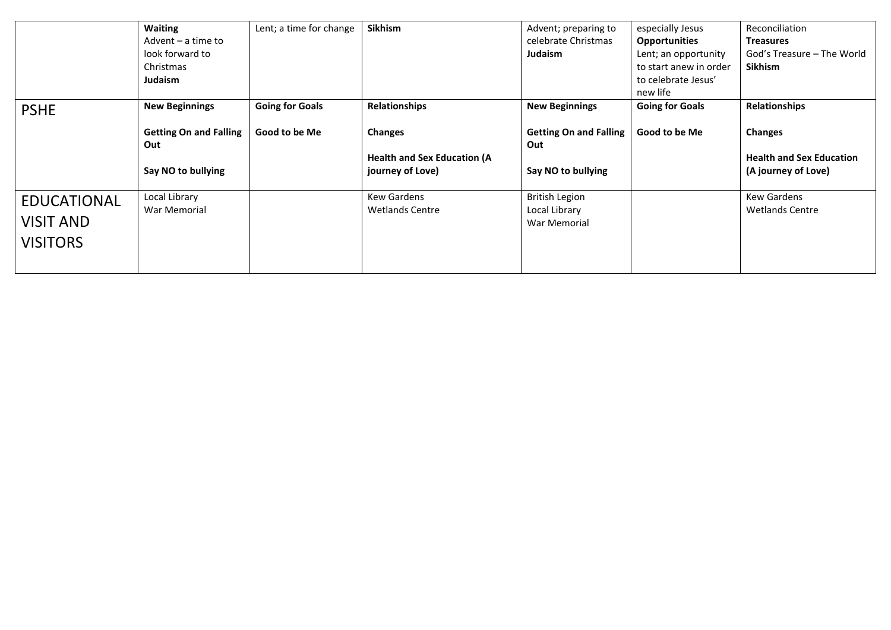| | | | | | | |
|---|---|---|---|---|---|---|
| | **Waiting**<br>Advent – a time to look forward to Christmas<br>**Judaism** | Lent; a time for change | **Sikhism** | Advent; preparing to celebrate Christmas<br>**Judaism** | especially Jesus<br>**Opportunities**<br>Lent; an opportunity to start anew in order to celebrate Jesus' new life | Reconciliation<br>**Treasures**<br>God's Treasure – The World<br>**Sikhism** |
| PSHE | **New Beginnings**<br><br>**Getting On and Falling Out**<br><br>**Say NO to bullying** | **Going for Goals**<br><br>**Good to be Me** | **Relationships**<br><br>**Changes**<br><br>**Health and Sex Education (A journey of Love)** | **New Beginnings**<br><br>**Getting On and Falling Out**<br><br>**Say NO to bullying** | **Going for Goals**<br><br>**Good to be Me** | **Relationships**<br><br>**Changes**<br><br>**Health and Sex Education (A journey of Love)** |
| EDUCATIONAL VISIT AND VISITORS | Local Library<br>War Memorial | | Kew Gardens<br>Wetlands Centre | British Legion<br>Local Library<br>War Memorial | | Kew Gardens<br>Wetlands Centre |